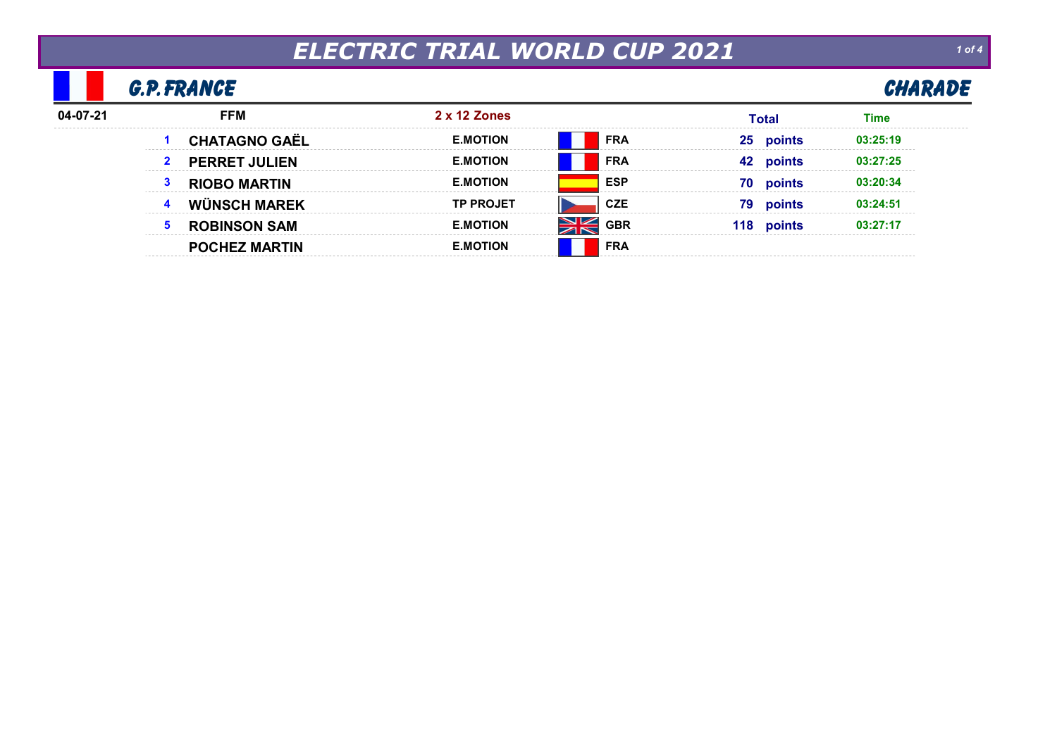# ELECTRIC TRIAL WORLD CUP 2021

## G.P. FRANCE

## CHARADE

| 04-07-21 | FFM | 2 x 12 Zones | | Total | Time |
|---|---|---|---|---|---|
| 1 | CHATAGNO GAËL | E.MOTION | FRA | 25 points | 03:25:19 |
| 2 | PERRET JULIEN | E.MOTION | FRA | 42 points | 03:27:25 |
| 3 | RIOBO MARTIN | E.MOTION | ESP | 70 points | 03:20:34 |
| 4 | WÜNSCH MAREK | TP PROJET | CZE | 79 points | 03:24:51 |
| 5 | ROBINSON SAM | E.MOTION | GBR | 118 points | 03:27:17 |
| | POCHEZ MARTIN | E.MOTION | FRA | | |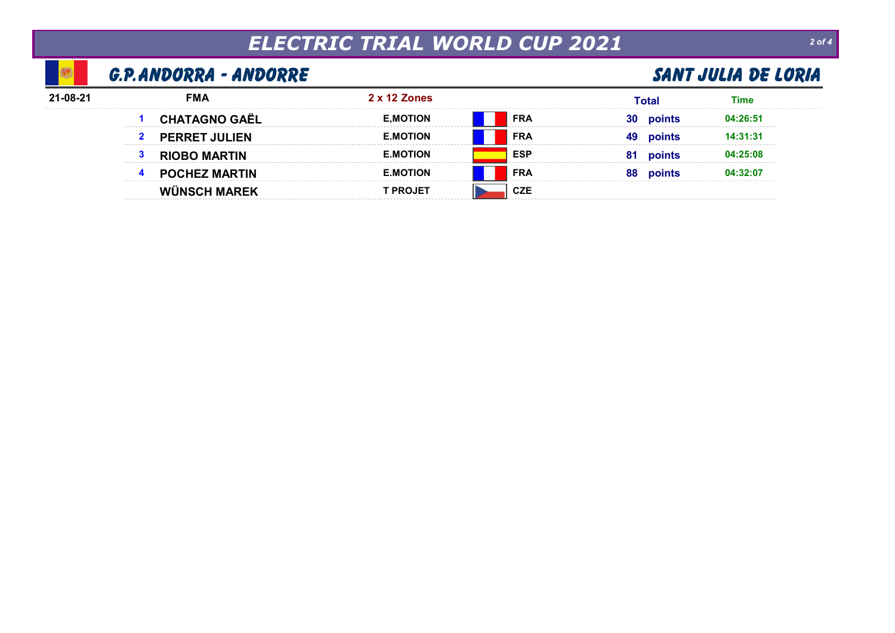# ELECTRIC TRIAL WORLD CUP 2021

## G.P. ANDORRA - ANDORRE

## SANT JULIA DE LORIA

| 21-08-21 | | FMA | 2 x 12 Zones | | Total | Time |
|---|---|---|---|---|---|---|
| | 1 | CHATAGNO GAËL | E,MOTION | FRA | 30 points | 04:26:51 |
| | 2 | PERRET JULIEN | E.MOTION | FRA | 49 points | 14:31:31 |
| | 3 | RIOBO MARTIN | E.MOTION | ESP | 81 points | 04:25:08 |
| | 4 | POCHEZ MARTIN | E.MOTION | FRA | 88 points | 04:32:07 |
| | | WÜNSCH MAREK | T PROJET | CZE | | |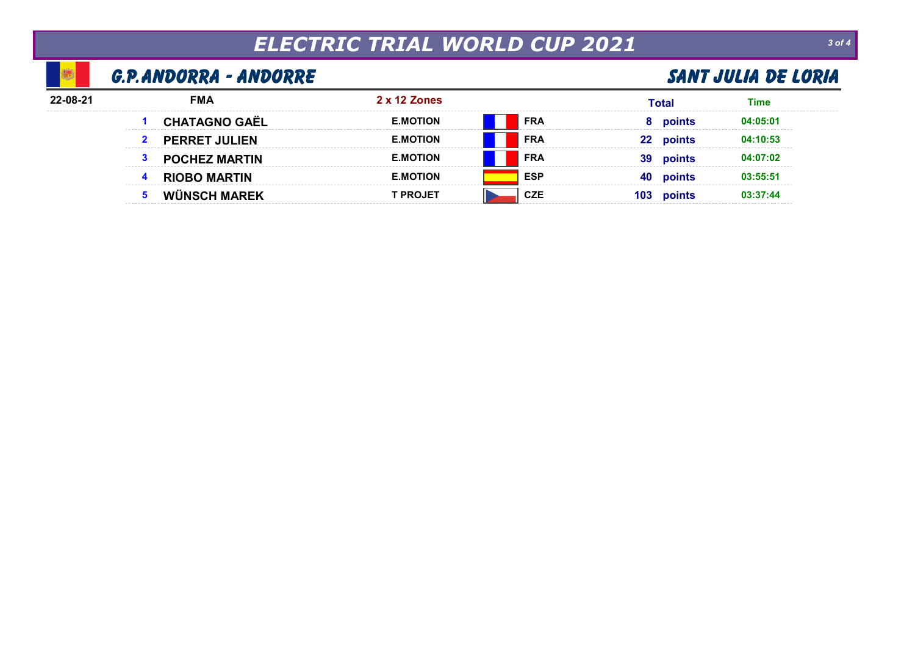# ELECTRIC TRIAL WORLD CUP 2021

## G.P.ANDORRA - ANDORRE

## SANT JULIA DE LORIA

| 22-08-21 | FMA | 2 x 12 Zones | | Total | Time |
|---|---|---|---|---|---|
| 1 | CHATAGNO GAËL | E.MOTION | FRA | 8 points | 04:05:01 |
| 2 | PERRET JULIEN | E.MOTION | FRA | 22 points | 04:10:53 |
| 3 | POCHEZ MARTIN | E.MOTION | FRA | 39 points | 04:07:02 |
| 4 | RIOBO MARTIN | E.MOTION | ESP | 40 points | 03:55:51 |
| 5 | WÜNSCH MAREK | T PROJET | CZE | 103 points | 03:37:44 |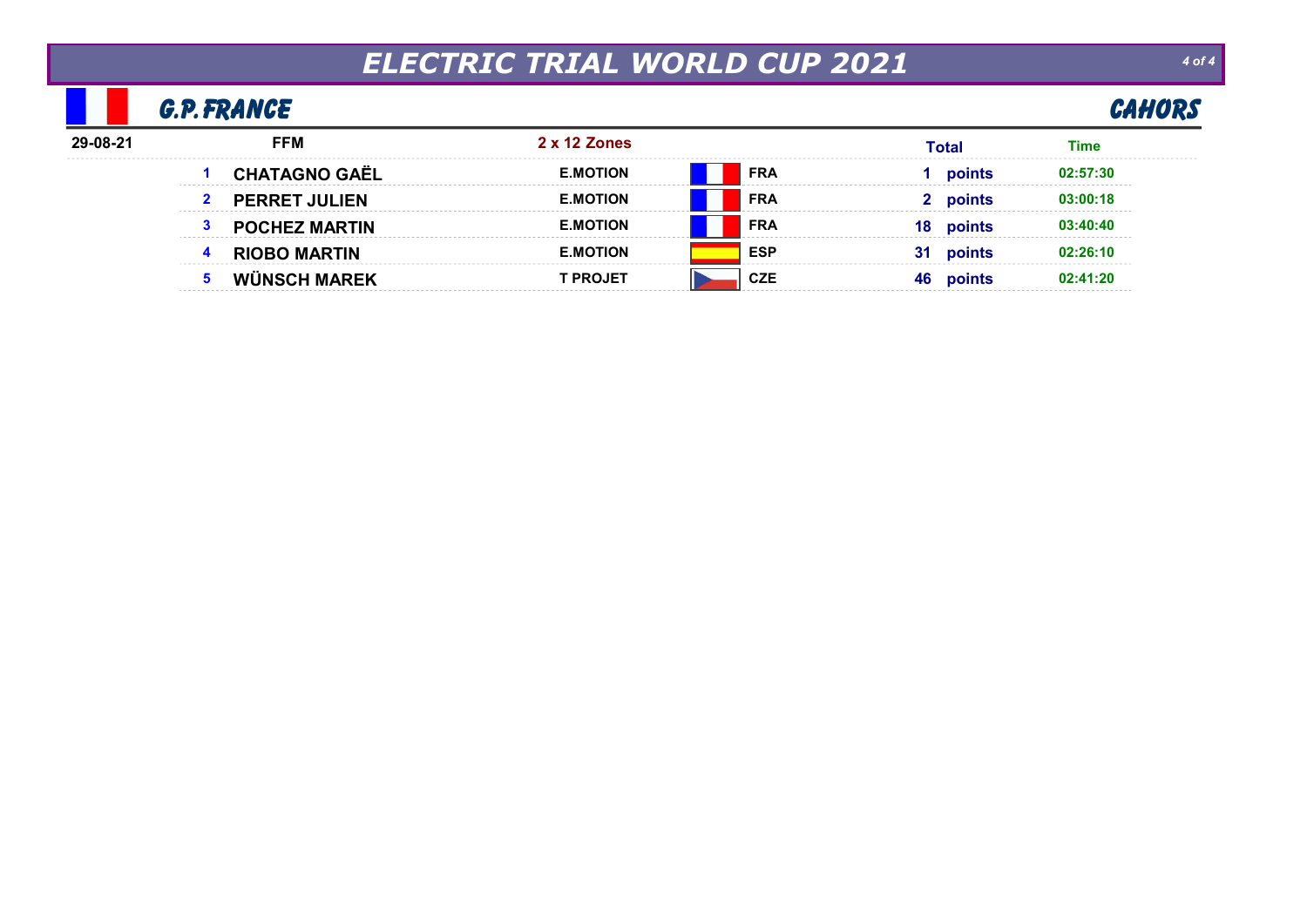# ELECTRIC TRIAL WORLD CUP 2021

## G.P. FRANCE

## CAHORS

| 29-08-21 | FFM | 2 x 12 Zones | | Total | Time |
|---|---|---|---|---|---|
| 1 | CHATAGNO GAËL | E.MOTION | FRA | 1 points | 02:57:30 |
| 2 | PERRET JULIEN | E.MOTION | FRA | 2 points | 03:00:18 |
| 3 | POCHEZ MARTIN | E.MOTION | FRA | 18 points | 03:40:40 |
| 4 | RIOBO MARTIN | E.MOTION | ESP | 31 points | 02:26:10 |
| 5 | WÜNSCH MAREK | T PROJET | CZE | 46 points | 02:41:20 |